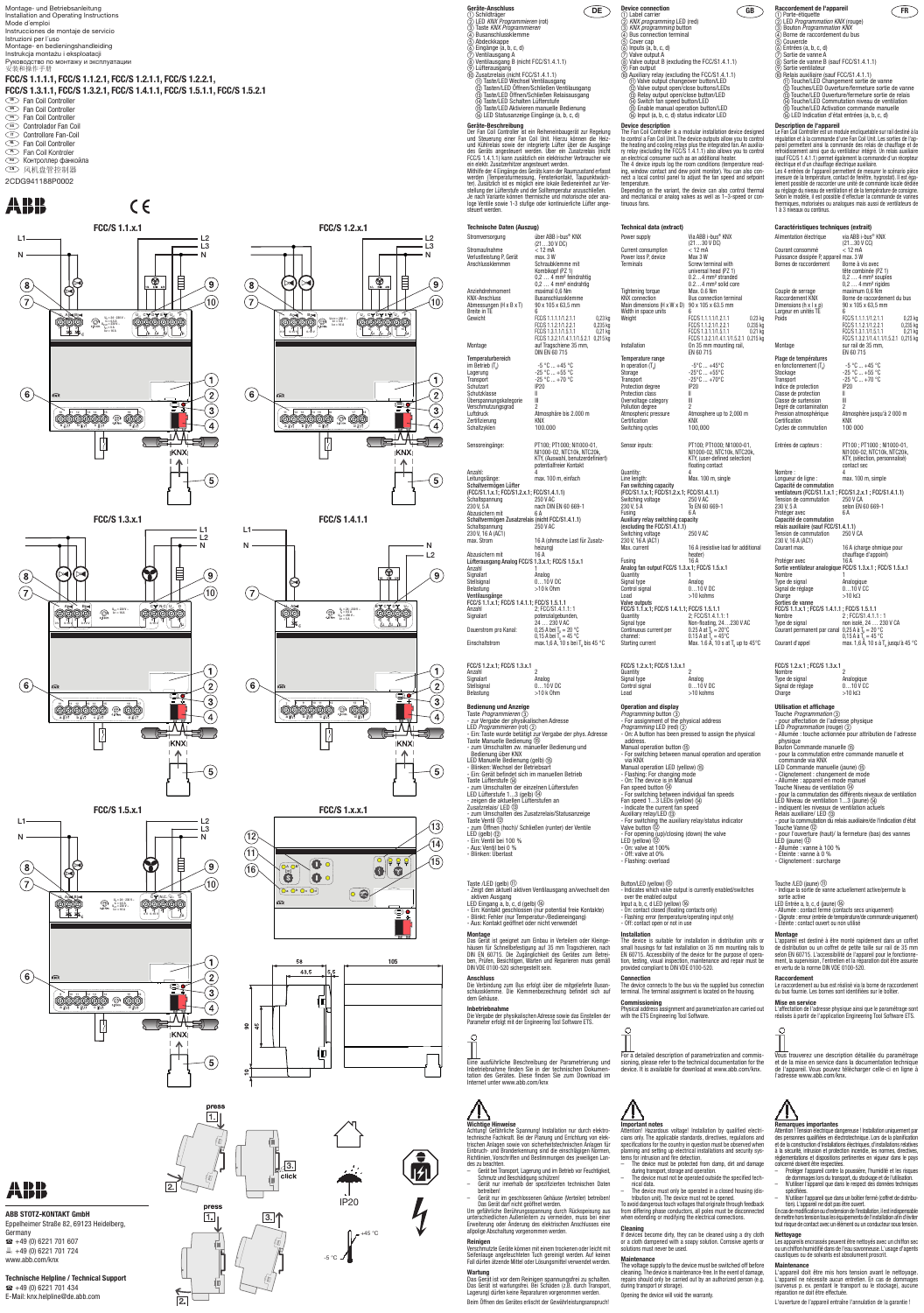Montage- und Betriebsanleitung
Installation and Operating Instructions
Mode d'emploi
Instrucciones de montaje de servicio
Istruzioni per l'uso
Montage- en bedieningshandleiding
Instrukcja montażu i eksploatacji
Руководство по монтажу и эксплуатации
安装和操作手册

**FCC/S 1.1.1.1, FCC/S 1.1.2.1, FCC/S 1.2.1.1, FCC/S 1.2.2.1,**
**FCC/S 1.3.1.1, FCC/S 1.3.2.1, FCC/S 1.4.1.1, FCC/S 1.5.1.1, FCC/S 1.5.2.1**

DE Fan Coil Controller
GB Fan Coil Controller
FR Fan Coil Controller
ES Controlador Fan Coil
IT Controllore Fan-Coil
NL Fan Coil Controller
PL Fan Coil Kontroler
RU Контроллер фанкойла
CN 风机盘管控制器

2CDG941188P0002

FCC/S 1.1.x.1 — FCC/S 1.2.x.1 — FCC/S 1.3.x.1 — FCC/S 1.4.1.1 — FCC/S 1.5.x.1 — FCC/S 1.x.x.1

ABB STOTZ-KONTAKT GmbH
Eppelheimer Straße 82, 69123 Heidelberg, Germany
☎ +49 (0) 6221 701 607
🖷 +49 (0) 6221 701 724
www.abb.com/knx

Technische Helpline / Technical Support
☎ +49 (0) 6221 701 434
E-Mail: knx.helpline@de.abb.com

## DE

### Geräte-Anschluss
1. Schildträger
2. LED *KNX Programmieren* (rot)
3. Taste *KNX Programmieren*
4. Busanschlussklemme
5. Abdeckkappe
6. Eingänge (a, b, c, d)
7. Ventilausgang A
8. Ventilausgang B (nicht FCC/S1.4.1.1)
9. Lüfterausgang
10. Zusatzrelais (nicht FCC/S1.4.1.1)
11. Taste/LED Wechsel Ventilausgang
12. Tasten/LED Öffnen/Schließen Ventilausgang
13. Taste/LED Öffnen/Schließen Relaisausgang
14. Taste/LED Schalten Lüfterstufe
15. Taste/LED Aktivieren manuelle Bedienung
16. LED Statusanzeige Eingänge (a, b, c, d)

### Geräte-Beschreibung
Der Fan Coil Controller ist ein Reiheneinbaugerät zur Regelung und Steuerung einer Fan Coil Unit. Hierzu können die Heiz- und Kühlrelais sowie der integrierte Lüfter über die Ausgänge des Geräts angesteuert werden. Über ein Zusatzrelais (nicht FCC/S 1.4.1.1) kann zusätzlich ein elektrischer Verbraucher wie ein elektr. Zusatzerhitzer angesteuert werden.
Mithilfe der 4 Eingänge des Geräts kann der Raumzustand erfasst werden (Temperaturmessung, Fensterkontakt, Taupunktwächter). Zusätzlich ist es möglich eine lokale Bedieneinheit zur Verstellung der Lüfterstufe und der Solltemperatur anzuschließen.
Je nach Variante können thermische und motorische oder analoge Ventile sowie 1-3 stufige oder kontinuierliche Lüfter angesteuert werden.

### Technische Daten (Auszug)

| | |
|---|---|
| Stromversorgung | über ABB i-bus® KNX (21…30 V DC) |
| Stromaufnahme | < 12 mA |
| Verlustleistung P: Gerät | max. 3 W |
| Anschlussklemmen | Schraubklemme mit Kombikopf (PZ 1) 0,2 … 4 mm² feindrähtig 0,2 … 4 mm² eindrähtig |
| Anziehdrehmoment | maximal 0,6 Nm |
| KNX-Anschluss | Busanschlussklemme |
| Abmessungen (H x B x T) | 90 x 105 x 63,5 mm |
| Breite in TE | 6 |
| Gewicht | FCC/S 1.1.1.1/1.2.1.1 0,23 kg; FCC/S 1.1.2.1/1.2.2.1 0,235 kg; FCC/S 1.3.1.1/1.5.1.1 0,21 kg; FCC/S 1.3.2.1/1.4.1.1/1.5.2.1 0,215 kg |
| Montage | auf Tragschiene 35 mm, DIN EN 60 715 |
| **Temperaturbereich** | |
| im Betrieb ($T_u$) | -5 °C … +45 °C |
| Lagerung | -25 °C … +55 °C |
| Transport | -25 °C … +70 °C |
| Schutzart | IP20 |
| Schutzklasse | II |
| Überspannungskategorie | III |
| Verschmutzungsgrad | 2 |
| Luftdruck | Atmosphäre bis 2.000 m |
| Zertifizierung | KNX |
| Schaltzyklen | 100.000 |
| Sensoreingänge: | PT100; PT1000; NI1000-01, NI1000-02, NTC10k, NTC20k, KTY, (Auswahl, benutzerdefiniert) potentialfreier Kontakt |
| Anzahl: | 4 |
| Leitungslänge: | max. 100 m, einfach |
| **Schaltvermögen Lüfter (FCC/S1.1.x.1; FCC/S1.2.x.1; FCC/S1.4.1.1)** | |
| Schaltspannung | 250 V AC |
| 230 V, 5 A | nach DIN EN 60 669-1 |
| Absicherung | 6 A |
| **Schaltvermögen Zusatzrelais (nicht FCC/S1.4.1.1)** | |
| Schaltspannung | 250 V AC |
| 230 V, 16 A (AC1) | |
| max. Strom | 16 A (ohmsche Last für Zusatzheizung) |
| Absicherung | 16 A |
| **Lüfterausgang Analog FCC/S 1.3.x.1; FCC/S 1.5.x.1** | |
| Anzahl | 1 |
| Signalart | Analog |
| Stellsignal | 0…10 V DC |
| Belastung | >10 k Ohm |
| **Ventilausgänge** | |
| FCC/S 1.1.x.1; FCC/S 1.4.1.1; FCC/S 1.5.x.1 | |
| Anzahl | 2; FCC/S1.4.1.1: 1 |
| Signalart | potentialgebunden, 24 … 230 V AC |
| Dauerstrom pro Kanal: | 0,25 A bei $T_u$ = 20 °C; 0,15 A bei $T_u$ = 45 °C |
| Einschaltstrom | max.1,6 A, 10 s bei $T_u$ bis 45 °C |
| **FCC/S 1.2.x.1; FCC/S 1.3.x.1** | |
| Anzahl | 2 |
| Signalart | Analog |
| Stellsignal | 0…10 V DC |
| Belastung | >10 k Ohm |

### Bedienung und Anzeige
Taste *Programmieren* ③
- zur Vergabe der physikalischen Adresse

LED *Programmieren* (rot) ②
- Ein: Taste wurde betätigt zur Vergabe der phys. Adresse

Taste Manuelle Bedienung ⑮
- zum Umschalten zw. manueller Bedienung und Bedienung über KNX

LED Manuelle Bedienung (gelb) ⑮
- Blinken: Wechsel der Betriebsart
- Ein: Gerät befindet sich im manuellen Betrieb

Taste Lüfterstufe ⑭
- zum Umschalten der einzelnen Lüfterstufen

LED Lüfterstufe 1...3 (gelb) ⑭
- zeigen die aktuellen Lüfterstufen an

Zusatzrelais/ LED ⑬
- zum Umschalten des Zusatzrelais/Statusanzeige

Taste Ventil ⑫
- zum Öffnen (hoch)/ Schließen (runter) der Ventile

LED (gelb) ⑫
- Ein: Ventil bei 100 %
- Aus: Ventil bei 0 %
- Blinken: Überlast

Taste /LED (gelb) ⑪
- Zeigt den aktuell aktiven Ventilausgang an/wechselt den aktiven Ausgang

LED Eingang a, b, c, d (gelb) ⑯
- Ein: Kontakt geschlossen (nur potential freie Kontakte)
- Blinkt: Fehler (nur Temperatur-/Bedieneingang)
- Aus: Kontakt geöffnet oder nicht verwendet

### Montage
Das Gerät ist geeignet zum Einbau in Verteilern oder Kleingehäusen für Schnellbefestigung auf 35 mm Tragschienen, nach DIN EN 60715. Die Zugänglichkeit des Gerätes zum Betreiben, Prüfen, Besichtigen, Warten und Reparieren muss gemäß DIN VDE 0100-520 sichergestellt sein.

### Anschluss
Die Verbindung zum Bus erfolgt über die mitgelieferte Busanschlussklemme. Die Klemmenbezeichnung befindet sich auf dem Gehäuse.

### Inbetriebnahme
Die Vergabe der physikalischen Adresse sowie das Einstellen der Parameter erfolgt mit der Engineering Tool Software ETS.

Eine ausführliche Beschreibung der Parametrierung und Inbetriebnahme finden Sie in der technischen Dokumentation des Gerätes. Diese finden Sie zum Download im Internet unter www.abb.com/knx

### Wichtige Hinweise
Achtung! Gefährliche Spannung! Installation nur durch elektrotechnische Fachkraft. Bei der Planung und Errichtung von elektrischen Anlagen sowie von sicherheitstechnischen Anlagen für Einbruch- und Brandmeldung sind die einschlägigen Normen, Richtlinien, Vorschriften und Bestimmungen des jeweiligen Landes zu beachten.
- Gerät bei Transport, Lagerung und im Betrieb vor Feuchtigkeit, Schmutz und Beschädigung schützen!
- Gerät nur innerhalb der spezifizierten technischen Daten betreiben!
- Gerät nur im geschlossenen Gehäuse (Verteiler) betreiben! Das Gerät darf nicht geöffnet werden.

Um gefährliche Berührungsspannung durch Rückspeisung aus unterschiedlichen Außenleitern zu vermeiden, muss bei einer Erweiterung oder Änderung des elektrischen Anschlusses eine allpolige Abschaltung vorgenommen werden.

### Reinigen
Verschmutzte Geräte können mit einem trockenen oder leicht mit Seifenlauge angefeuchteten Tuch gereinigt werden. Auf keinen Fall dürfen ätzende Mittel oder Lösungsmittel verwendet werden.

### Wartung
Das Gerät ist vor dem Reinigen spannungsfrei zu schalten. Das Gerät ist wartungsfrei. Bei Schäden (z.B. durch Transport, Lagerung) dürfen keine Reparaturen vorgenommen werden.
Beim Öffnen des Gerätes erlischt der Gewährleistungsanspruch!

## GB

### Device connection
1. Label carrier
2. *KNX programming* LED (red)
3. *KNX programming* button
4. Bus connection terminal
5. Cover cap
6. Inputs (a, b, c, d)
7. Valve output A
8. Valve output B (excluding the FCC/S1.4.1.1)
9. Fan output
10. Auxiliary relay (excluding the FCC/S1.4.1.1)
11. Valve output changeover button/LED
12. Valve output open/close buttons/LEDs
13. Relay output open/close button/LED
14. Switch fan speed button/LED
15. Enable manual operation button/LED
16. Input (a, b, c, d) status indicator LED

### Device description
The Fan Coil Controller is a modular installation device designed to control a Fan Coil Unit. The device outputs allow you to control the heating and cooling relays plus the integrated fan. An auxiliary relay (excluding the FCC/S 1.4.1.1) also allows you to control an electrical consumer such as an additional heater.
The 4 device inputs log the room conditions (temperature reading, window contact and dew point monitor). You can also connect a local control panel to adjust the fan speed and setpoint temperature.
Depending on the variant, the device can also control thermal and mechanical or analog valves as well as 1-3-speed or continuous fans.

### Technical data (extract)

| | |
|---|---|
| Power supply | Via ABB i-bus® KNX (21…30 V DC) |
| Current consumption | < 12 mA |
| Power loss P: device | Max 3 W |
| Terminals | Screw terminal with universal head (PZ 1) 0.2…4 mm² stranded 0.2…4 mm² solid core |
| Tightening torque | Max. 0.6 Nm |
| KNX connection | Bus connection terminal |
| Main dimensions (H x W x D) | 90 x 105 x 63.5 mm |
| Width in space units | 6 |
| Weight | FCC/S 1.1.1.1/1.2.1.1 0.23 kg; FCC/S 1.1.2.1/1.2.2.1 0.235 kg; FCC/S 1.3.1.1/1.5.1.1 0.21 kg; FCC/S 1.3.2.1/1.4.1.1/1.5.2.1 0.215 kg |
| Installation | On 35 mm mounting rail, EN 60 715 |
| **Temperature range** | |
| In operation ($T_u$) | -5°C … +45°C |
| Storage | -25°C … +55°C |
| Transport | -25°C … +70°C |
| Protection degree | IP20 |
| Protection class | II |
| Overvoltage category | III |
| Pollution degree | 2 |
| Atmospheric pressure | Atmosphere up to 2,000 m |
| Certification | KNX |
| Switching cycles | 100,000 |
| Sensor inputs: | PT100; PT1000; NI1000-01, NI1000-02, NTC10k, NTC20k, KTY, (user-defined selection) floating contact |
| Quantity: | 4 |
| Line length: | Max. 100 m, single |
| **Fan switching capacity (FCC/S1.1.x.1; FCC/S1.2.x.1; FCC/S1.4.1.1)** | |
| Switching voltage | 250 V AC |
| 230 V, 5 A | To EN 60 669-1 |
| Fusing | 6 A |
| **Auxiliary relay switching capacity (excluding the FCC/S1.4.1.1)** | |
| Switching voltage | 250 V AC |
| 230 V, 16 A (AC1) | |
| Max. current | 16 A (resistive load for additional heater) |
| Fusing | 16 A |
| **Analog fan output FCC/S 1.3.x.1; FCC/S 1.5.x.1** | |
| Quantity | 1 |
| Signal type | Analog |
| Control signal | 0…10 V DC |
| Load | >10 kohms |
| **Valve outputs** | |
| FCC/S 1.1.x.1; FCC/S 1.4.1.1; FCC/S 1.5.x.1 | |
| Quantity | 2; FCC/S1.4.1.1: 1 |
| Signal type | Non-floating, 24…230 V AC |
| Continuous current per channel: | 0.25 A at $T_u$ = 20°C; 0.15 A at $T_u$ = 45°C |
| Starting current | Max. 1.6 A, 10 s at $T_u$ up to 45°C |
| **FCC/S 1.2.x.1; FCC/S 1.3.x.1** | |
| Quantity | 2 |
| Signal type | Analog |
| Control signal | 0…10 V DC |
| Load | >10 kohms |

### Operation and display
*Programming* button ③
- For assignment of the physical address.

*Programming* LED (red) ②
- On: A button has been pressed to assign the physical address.

Manual operation button ⑮
- For switching between manual operation and operation via KNX

Manual operation LED (yellow) ⑮
- Flashing: For changing mode
- On: The device is in Manual

Fan speed button ⑭
- For switching between individual fan speeds

Fan speed 1...3 LEDs (yellow) ⑭
- Indicate the current fan speed

Auxiliary relay/LED ⑬
- For switching the auxiliary relay/status indicator

Valve button ⑫
- For opening (up)/closing (down) the valve

LED (yellow) ⑫
- On: valve at 100%
- Off: valve at 0%
- Flashing: overload

Button/LED (yellow) ⑪
- Indicates which valve output is currently enabled/switches over the enabled output

Input a, b, c, d LED (yellow) ⑯
- On: contact closed (floating contacts only)
- Flashing: error (temperature/operating input only)
- Off: contact open or not in use

### Installation
The device is suitable for installation in distribution units or small housings for fast installation on 35 mm mounting rails to EN 60715. Accessibility of the device for the purpose of operation, testing, visual inspection, maintenance and repair must be provided compliant to DIN VDE 0100-520.

### Connection
The device connects to the bus via the supplied bus connection terminal. The terminal assignment is located on the housing.

### Commissioning
Physical address assignment and parametrization are carried out with the ETS Engineering Tool Software.

For a detailed description of parametrization and commissioning, please refer to the technical documentation for the device. It is available for download at www.abb.com/knx.

### Important notes
Attention! Hazardous voltage! Installation by qualified electricians only. The applicable standards, directives, regulations and specifications for the country in question must be observed when planning and setting up electrical installations and security systems for intrusion and fire detection.
- The device must be protected from damp, dirt and damage during transport, storage and operation.
- The device must not be operated outside the specified technical data.
- The device must only be operated in a closed housing (distribution unit). The device must not be opened.

To avoid dangerous touch voltages that originate through feedback from differing phase conductors, all poles must be disconnected when extending or modifying the electrical connections.

### Cleaning
If devices become dirty, they can be cleaned using a dry cloth or a cloth dampened with a soapy solution. Corrosive agents or solutions must never be used.

### Maintenance
The voltage supply to the device must be switched off before cleaning. The device is maintenance-free. In the event of damage, repairs should only be carried out by an authorized person (e.g. during transport or storage).
Opening the device will void the warranty.

## FR

### Raccordement de l'appareil
1. Porte-étiquette
2. LED *Programmation KNX* (rouge)
3. Bouton *Programmation KNX*
4. Borne de raccordement du bus
5. Couvercle
6. Entrées (a, b, c, d)
7. Sortie de vanne A
8. Sortie de vanne B (sauf FCC/S1.4.1.1)
9. Sortie ventilateur
10. Relais auxiliaire (sauf FCC/S1.4.1.1)
11. Touche/LED Changement sortie de vanne
12. Touches/LED Ouverture/fermeture sortie de vanne
13. Touche/LED Ouverture/fermeture sortie de relais
14. Touche/LED Commutation niveau de ventilation
15. Touche/LED Activation commande manuelle
16. LED Indication d'état entrées (a, b, c, d)

### Description de l'appareil
Le Fan Coil Controller est un module encliquetable sur rail destiné à la régulation et à la commande d'une Fan Coil Unit. Les sorties de l'appareil permettent ainsi la commande des relais de chauffage et de refroidissement ainsi que du ventilateur intégré. Un relais auxiliaire (sauf FCC/S 1.4.1.1) permet également la commande d'un récepteur électrique tel qu'un chauffage électrique auxiliaire.
Les 4 entrées de l'appareil permettent de mesurer le scénario pièce (mesure de la température, contact de fenêtre, hygrostat). Il est également possible de raccorder une unité de commande locale dédiée au réglage du niveau de ventilation et de la température de consigne. Selon le modèle, il est possible d'effectuer la commande de vannes thermiques, motorisées ou analogues mais aussi de ventilateurs de 1 à 3 niveaux ou continus.

### Caractéristiques techniques (extrait)

| | |
|---|---|
| Alimentation électrique | via ABB i-bus® KNX (21…30 V CC) |
| Courant consommé | < 12 mA |
| Puissance dissipée P appareil | max. 3 W |
| Bornes de raccordement | Borne à vis avec tête combinée (PZ 1) 0,2 … 4 mm² souples 0,2 … 4 mm² rigides |
| Couple de serrage | maximum 0,6 Nm |
| Raccordement KNX | Borne de raccordement du bus |
| Dimensions (h x l x p) | 90 x 105 x 63,5 mm |
| Largeur en unités TE | 6 |
| Poids | FCC/S 1.1.1.1/1.2.1.1 0,23 kg; FCC/S 1.1.2.1/1.2.2.1 0,235 kg; FCC/S 1.3.1.1/1.5.1.1 0,21 kg; FCC/S 1.3.2.1/1.4.1.1/1.5.2.1 0,215 kg |
| Montage | sur rail de 35 mm, EN 60 715 |
| **Plage de températures** | |
| en fonctionnement ($T_u$) | -5 °C … +45 °C |
| Stockage | -25 °C … +55 °C |
| Transport | -25 °C … +70 °C |
| Indice de protection | IP20 |
| Classe de protection | II |
| Classe de surtension | III |
| Degré de contamination | 2 |
| Pression atmosphérique | Atmosphère jusqu'à 2 000 m |
| Certification | KNX |
| Cycles de commutation | 100 000 |
| Entrées de capteurs : | PT100 ; PT1000 ; NI1000-01, NI1000-02, NTC10k, NTC20k, KTY, (sélection, personnalisé) contact sec |
| Nombre : | 4 |
| Longueur de ligne : | max. 100 m, simple |
| **Capacité de commutation ventilateurs (FCC/S1.1.x.1 ; FCC/S1.2.x.1 ; FCC/S1.4.1.1)** | |
| Tension de commutation | 250 V CA |
| 230 V, 5 A | selon EN 60 669-1 |
| Protéger avec | 6 A |
| **Capacité de commutation relais auxiliaire (sauf FCC/S1.4.1.1)** | |
| Tension de commutation | 250 V CA |
| 230 V, 16 A (AC1) | |
| Courant max. | 16 A (charge ohmique pour chauffage d'appoint) |
| Protéger avec | 16 A |
| **Sortie ventilateur analogique FCC/S 1.3.x.1 ; FCC/S 1.5.x.1** | |
| Nombre | 1 |
| Type de signal | Analogique |
| Signal de réglage | 0…10 V CC |
| Charge | >10 kΩ |
| **Sorties de vanne** | |
| FCC/S 1.1.x.1 ; FCC/S 1.4.1.1 ; FCC/S 1.5.x.1 | |
| Nombre | 2 ; FCC/S1.4.1.1 : 1 |
| Type de signal | non isolé, 24 … 230 V CA |
| Courant permanent par canal | 0,25 A à $T_u$ = 20 °C; 0,15 A à $T_u$ = 45 °C |
| Courant d'appel | max. 1,6 A, 10 s à $T_u$ jusqu'à 45 °C |
| **FCC/S 1.2.x.1 ; FCC/S 1.3.x.1** | |
| Nombre | 2 |
| Type de signal | Analogique |
| Signal de réglage | 0…10 V CC |
| Charge | >10 kΩ |

### Utilisation et affichage
Touche *Programmation* ③
- pour l'attribution de l'adresse physique

LED *Programmation* (rouge) ②
- Allumée : touche actionnée pour attribution de l'adresse physique

Bouton Commande manuelle ⑮
- pour la commutation entre commande manuelle et commande via KNX

LED Commande manuelle (jaune) ⑮
- Clignotement : changement de mode
- Allumée : appareil en mode manuel

Touche Niveau de ventilation ⑭
- pour la commutation des différents niveaux de ventilation

LED Niveau de ventilation 1...3 (jaune) ⑭
- indiquent les niveaux de ventilation actuels

Relais auxiliaire/ LED ⑬
- pour la commutation du relais auxiliaire/de l'indication d'état

Touche Vanne ⑫
- pour l'ouverture (haut)/ la fermeture (bas) des vannes

LED (jaune) ⑫
- Allumée : vanne à 100 %
- Éteinte : vanne à 0 %
- Clignotement : surcharge

Touche /LED (jaune) ⑪
- Indique la sortie de vanne actuellement active/permute la sortie active

LED Entrée a, b, c, d (jaune) ⑯
- Allumée : contact fermé (contacts secs uniquement)
- Clignote : erreur (entrée de température/de commande uniquement)
- Éteinte : contact ouvert ou non utilisé

### Montage
L'appareil est destiné à être monté rapidement dans un coffret de distribution ou un coffret de petite taille sur rail de 35 mm selon EN 60715. L'accessibilité de l'appareil pour le fonctionnement, la supervision, l'entretien et la réparation doit être assurée en vertu de la norme DIN VDE 0100-520.

### Raccordement
Le raccordement au bus est réalisé via la borne de raccordement du bus fournie. Les bornes sont identifiées sur le boîtier.

### Mise en service
L'affectation de l'adresse physique ainsi que le paramétrage sont réalisés à partir de l'application Engineering Tool Software ETS.

Vous trouverez une description détaillée du paramétrage et de la mise en service dans la documentation technique de l'appareil. Vous pouvez télécharger celle-ci en ligne à l'adresse www.abb.com/knx.

### Remarques importantes
Attention ! Tension électrique dangereuse ! Installation uniquement par des personnes qualifiées en électrotechnique. Lors de la planification et de la construction d'installations électriques, d'installations relatives à la sécurité, intrusion et protection incendie, les normes, directives, réglementations et dispositions pertinentes en vigueur dans le pays concerné doivent être respectées.
- Protéger l'appareil contre la poussière, l'humidité et les risques de dommages lors du transport, du stockage et de l'utilisation.
- N'utiliser l'appareil que dans le respect des données techniques spécifiées.
- N'utiliser l'appareil que dans un boîtier fermé (coffret de distribution). L'appareil ne doit pas être ouvert.

En cas de modification ou d'extension de l'installation, il est indispensable de mettre hors tension tous les équipements de l'installation afin d'éviter tout risque de contact avec un élément sous tension.

### Nettoyage
Les appareils encrassés peuvent être nettoyés avec un chiffon sec ou un chiffon humidifié dans de l'eau savonneuse. L'usage d'agents caustiques ou de solvants est absolument proscrit.

### Maintenance
L'appareil doit être mis hors tension avant le nettoyage. L'appareil ne nécessite aucun entretien. En cas de dommages (survenus p. ex. pendant le transport ou le stockage), aucune réparation ne doit être effectuée.
L'ouverture de l'appareil entraîne l'annulation de la garantie !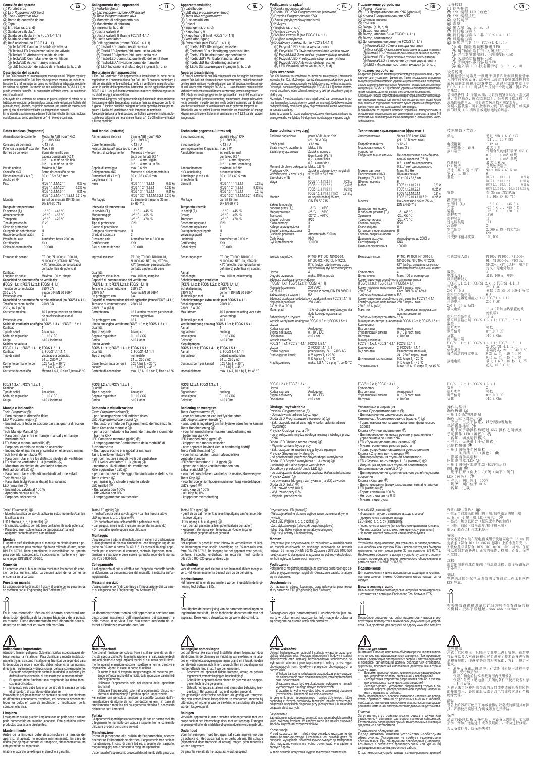# Conexión del aparato (ES)

1. Portaletreros
2. *LED Programar KNX* (rojo)
3. Tecla *Programar KNX*
4. Borne de conexión de bus
5. Tapa
6. Entradas (a, b, c, d)
7. Salida de válvula A
8. Salida de válvula B (no FCC/S1.4.1.1)
9. Salida de ventilador
10. Relé adicional (no FCC/S1.4.1.1)
11. Tecla/LED Cambio de salida de válvula
12. Tecla/LED Abrir/cerrar salida de válvula
13. Tecla/LED Abrir/cerrar salida de relé
14. Tecla/LED Conmutar nivel de ventilador
15. Tecla/LED Activar manejo manual
16. LED Indicación de estado de entradas (a, b, c, d)

## Descripción del aparato

El Fan Coil Controller es un aparato para montaje en rail DIN para regular y controlar una unidad Fan Coil. Para ello se pueden controlar las redes de calefacción y refrigeración, así como los ventiladores integrados mediante las salidas del aparato. Por medio del relé adicional (no FCC/S1.4.1.1) se puede controlar también un consumidor eléctrico como un calentador eléctrico adicional.

Por medio de 4 entradas del aparato se puede registrar el estado de la habitación (medición de temperatura, contacto de ventana, controlador del punto de rocío). Además, se puede conectar una unidad de mando local para ajustar el nivel del ventilador y la temperatura nominal.

En función de la variante se pueden controlar las válvulas térmicas, motoras o analógicas, así como ventiladores de 1-3 niveles o continuos.

## Datos técnicos (fragmento)

| | | |
|---|---|---|
| Alimentación de corriente | Mediante ABB i-bus® KNX (21 … 30 V CC) | |
| Consumo de corriente | < 12 mA | |
| Potencia disipada P, aparato | Máx. 3 W | |
| Bornes de conexión | Borne de tornillo con cabeza combinada (PZ 1) 0,2 … 4 mm² de hilo fino 0,2 … 4 mm² de un hilo | |
| Par de apriete | Máximo 0,6 Nm | |
| Conexión KNX | Borne de conexión de bus | |
| Dimensiones (H x A x P) | 90 x 105 x 63,5 mm | |
| Ancho en HP | 6 | |
| Peso | FCC/S 1.1.1.1/1.2.1.1 | 0,23 kg |
| | FCC/S 1.1.2.1/1.2.2.1 | 0,235 kg |
| | FCC/S 1.3.1.1/1.5.1.1 | 0,21 kg |
| | FCC/S 1.3.2.1/1.4.1.1/1.5.2.1 | 0,215 kg |
| Montaje | En rail de montaje DIN 35 mm, DIN EN 60 715 | |

| | |
|---|---|
| **Rango de temperaturas** | |
| En servicio ($T_u$) | -5 °C … +45 °C |
| Almacenamiento | -25 °C … +55 °C |
| Transporte | -25 °C … +70 °C |
| Tipo de protección | IP 20 |
| Clase de protección | II |
| Categoría de sobretensión | III |
| Grado de contaminación | 2 |
| Presión del aire | Atmosfera hasta 2000 m |
| Certificación | KNX |
| Ciclos de conmutación | 100000 |

| | |
|---|---|
| Entradas de sensor: | PT100; PT1000; NI1000-01, NI1000-02, NTC10k, NTC20k, KTY, (selección, personalizado) contacto libre de potencial |
| Cantidad | 4 |
| Longitud de cable: | Máximo 100 m, simple |
| **Capacidad de conmutación de ventilador (FCC/S1.1.x.1; FCC/S1.2.x.1; FCC/S1.4.1.1)** | |
| Tensión de conmutación | 250 V CA |
| 230 V, 5 A | Según DIN EN 60 669-1 |
| Protección con | 6 A |
| **Capacidad de conmutación de relé adicional (no FCC/S1.4.1.1)** | |
| Tensión de conmutación | 250 V CA |
| 230 V, 16 A (AC1) | |
| Corriente máxima | 16 A (carga resistiva en ohmios de calefacción adicional) |
| Protección con | 16 A |
| **Salida de ventilador analógica FCC/S 1.3.x.1; FCC/S 1.5.x.1** | |
| Cantidad | 1 |
| Tipo de señal | Analógica |
| Señal de regulación | 0…10 V CC |
| Carga | >10 kilo-ohmios |
| **Salida de válvula** | |
| FCC/S 1.1.x.1; FCC/S 1.4.1.1; FCC/S 1.5.1.1 | |
| Cantidad | 2; FCC/S1.4.1.1: 1 |
| Tipo de señal | Vinculado a potencial, 24 … 230 V CA |
| Corriente permanente por canal: | 0,25 A a $T_u$ = 20 °C 0,15 A a $T_u$ = 45 °C |
| Corriente de conexión | Máximo 1,6 A, 10 s en $T_u$ hasta 45 °C |

| | |
|---|---|
| FCC/S 1.2.x.1; FCC/S 1.3.x.1 | |
| Cantidad | 2 |
| Tipo de señal | Analógica |
| Tipo de señal | 0…10 V CC |
| Carga | >10 kilo-ohmios |

## Manejo e indicación

Tecla *Programar* ③
- Para asignar la dirección física

LED *Programar* (rojo) ②
- Encendido: la tecla se acciona para asignar la dirección física

Tecla *Manejo Manual* ⑮
- Para conmutar entre el manejo manual y el modo de operación mediante KNX

LED *Manejo manual* (amarillo) ⑮
- Parpadeo: cambio de modo de operación
- Encendido: el aparato se encuentra en el servicio manual

Tecla *Nivel de ventilador* ⑭
- Para conmutar entre los distintos niveles del ventilador

LED Nivel de ventilador 1…3 (amarillo) ⑭
- Muestran los niveles de ventilador actuales

Relé adicional/LED ⑬
- Para conmutar el relé adicional/indicador de estado

Tecla Válvula ⑫
- Para abrir (subir)/cerrar (bajar) las válvulas

LED (amarillo) ⑫
- Encendido: válvula al 100 %
- Apagado: válvula al 0 %
- Parpadeo: sobrecarga

Tecla/LED (amarillo) ⑪
- Muestra la salida de válvula activa en estos momentos/cambia la salida activa

LED Entrada a, b, c, d (amarillo) ⑯
- Encendido: contacto cerrado (solo contactos libres de potencial)
- Parpadeo: error (solo entrada de temperatura/manejo)
- Apagado: contacto abierto o no utilizado

## Montaje

El aparato está diseñado para el montaje en distribuidores o pequeñas carcasas para montaje rápido en railes de 35 mm, según DIN EN 60715. Debe garantizarse la accesibilidad del aparato para operarlo, comprobarlo, inspeccionarlo, mantenerlo y repararlo según DIN VDE 0100-520.

## Conexión

La conexión con el bus se realiza mediante los bornes de conexión de bus suministrados. La denominación de los bornes se encuentra en la carcasa.

## Puesta en marcha

La asignación de la dirección física y el ajuste de los parámetros se efectúan con el Engineering Tool Software ETS.

En la documentación técnica del aparato encontrará una descripción detallada de la parametrización y de la puesta en marcha. Dicha documentación está disponible para su descarga en Internet en www.abb.com/knx.

## Indicaciones importantes

Atención: tensión peligrosa. Solo electricistas especializados deberían realizar la instalación. Para planificar y montar instalaciones eléctricas, así como instalaciones técnicas de seguridad para la detección de robo e incendio, deben observarse las normas, directivas, reglamentos y disposiciones del país correspondiente.
- El aparato debe protegerse contra la humedad, la suciedad y los daños durante el servicio, el transporte y el almacenamiento.
- El aparato debe funcionar solo respetando los datos técnicos especificados.
- El aparato solo debe funcionar dentro de la carcasa cerrada (distribuidor). El aparato no debe montarse.

Para evitar la peligrosa tensión de contacto causada por el retorno de diferentes conductores externos, es necesario desconectar todos los polos en caso de ampliación o modificación de la conexión eléctrica.

## Limpieza

Los aparatos sucios pueden limpiarse con un paño seco o con un paño humedecido en solución jabonosa. Está prohibido utilizar productos cáusticos o disolventes.

## Mantenimiento

Antes de la limpieza debe desconectarse la tensión del aparato. El aparato no requiere mantenimiento. En caso de daños (por ejemplo, durante el transporte, almacenamiento), no esta permitida su reparación.

Al abrir el aparato se extingue el derecho a garantía.

---

# Collegamento degli apparecchi (IT)

1. Porta-targhetta
2. *LED Programmazione KNX (rosso)*
3. *Tasto Programmazione KNX*
4. Morsetto di collegamento bus
5. Mascherina di chiusura
6. Ingressi (a, b, c, d)
7. Uscita valvola A
8. Uscita valvola B (tranne FCC/S1.4.1.1)
9. Uscita ventilatore
10. Relè aggiuntivo (tranne FCC/S1.4.1.1)
11. Tasti/LED Cambio uscita valvola
12. Tasti/LED Apertura/chiusura uscita valvola
13. Tasti/LED Apertura/chiusura uscita relè
14. Tasti/LED Commutazione livello del ventilatore
15. Tasti/LED Attivazione comando manuale
16. LED Indicazione di stato degli ingressi (a, b, c)

## Descrizione dell'apparecchio

Il Fan Coil Controller è un apparecchio a installazione in serie per la regolazione e il comando di unità Fan Coil. Si possono controllare i rami per riscaldamento e raffreddamento e i ventilatore integrato attraverso le uscite dell'apparecchio. Attraverso un relè aggiuntivo (tranne FCC/S 1.4.1.1) si può inoltre controllare un utenza elettrica ad es. un riscaldatore aggiuntivo elettrico.

Attraverso i 4 ingressi dell'apparecchio si può rilevare lo stato ambiente (misurazione della temperatura, contatto finestra, rilevatore punto di rugiada). È inoltre possibile collegare un'unità operativa locale per regolare il livello del ventilatore e della temperatura nominale.

A seconda della variante si possono controllare valvole termiche, motorizzate o analogiche come anche ventilatori a 1, 2 o 3 livelli o ventilatori a flusso continuo.

## Dati tecnici (estratto)

| | | |
|---|---|---|
| Alimentazione elettrica | tramite ABB i-bus® KNX (21 … 30 V CC) | |
| Corrente assorbita | < 12 mA | |
| Potenza dissipata P, apparecchio | max. 3 W | |
| Morsetti di collegamento | Morsetto a vite con testa combinata (PZ 1) 0,2 … 4 mm² rigido 0,2 … 4 mm² a un filo | |
| Coppia di serraggio | max. 0,6 Nm | |
| Collegamento KNX | Morsetto di collegamento bus | |
| Dimensioni (H x L x P) | 90 x 105 x 63,5 mm | |
| Larghezza in TE | 6 | |
| Peso | FCC/S 1.1.1.1/1.2.1.1 | 0,23 kg |
| | FCC/S 1.1.2.1/1.2.2.1 | 0,235 kg |
| | FCC/S 1.3.1.1/1.5.1.1 | 0,21 kg |
| | FCC/S 1.3.2.1/1.4.1.1/1.5.2.1 | 0,215 kg |
| Montaggio | Su binario di trasporto 35 mm, EN 60 715 | |

| | |
|---|---|
| **Intervallo di temperatura** | |
| In servizio ($T_u$) | -5 °C … +45 °C |
| Magazzinaggio | -25 °C … +55 °C |
| Trasporto | -25 °C … +70 °C |
| Tipo di protezione | IP20 |
| Classe di protezione | II |
| Categoria di sovratensione | III |
| Grado di sporcizia | 2 |
| Pressione atmosferica | Atmosfera fino a 2.000 m |
| Certificazione | KNX |
| Cicli di commutazione | 100.000 |

| | |
|---|---|
| Ingressi sensore: | PT100; PT1000; NI1000-01, NI1000-02, NTC10k, NTC20k, KTY, (selezione, personalizzato) contatto a potenziale zero |
| Quantità | 4 |
| Lunghezza della linea: | max. 100 m, semplice |
| **Capacità di commutazione del ventilatore (FCC/S1.1.x.1; FCC/S1.2.x.1; FCC/S1.4.1.1)** | |
| Tensione di commutazione | 250 V CA |
| 230 V, 5 A | A norma EN 60 669-1 |
| Da proteggere con | 6 A |
| **Capacità di commutazione del relè aggiuntivo (tranne FCC/S1.4.1.1)** | |
| Tensione di commutazione | 250 V CA |
| 230 V, 16 A (AC1) | |
| Corrente max. | 16 A (carico resistivo per riscaldamento aggiuntivo) |
| Da proteggere con | 16 A |
| **Uscita analogica ventilatore FCC/S 1.3.x.1; FCC/S 1.5.x.1** | |
| Quantità | 1 |
| Tipo di segnale | Analogico |
| Segnale regolatore | 0…10 V CC |
| Carico | >10 k ohm |
| **Uscita valvola** | |
| FCC/S 1.1.x.1; FCC/S 1.4.1.1; FCC/S 1.5.1.1 | |
| Quantità | 2; FCC/S1.4.1.1: 1 |
| Tipo di segnale | non isolato, 24 … 230 V AC |
| Corrente continua per ogni canale: | 0,25 A bei $T_u$ = 20 °C 0,15 A bei $T_u$ = 45 °C |
| Corrente di accensione | max. 1,6 A, 10 s con $T_u$ fino a 45 °C |

| | |
|---|---|
| FCC/S 1.2.x.1; FCC/S 1.3.x.1 | |
| Quantità | 2 |
| Tipo di segnale | Analogico |
| Segnale regolatore | 0…10 V CC |
| Carico | >10 k ohm |

## Comando e visualizzazione

*Tasto Programmazione* ③
- per l'assegnazione dell'indirizzo fisico

*LED Programmazione* (rosso) ②
- On: tasto premuto per l'assegnazione dell'indirizzo fis.

Tasto Comando manuale ⑮
- per la commutazione fra comando manuale e comando tramite KNX

LED Comando manuale (giallo) ⑮
- Lampeggiamento: Cambiamento della modalità di funzionamento
- On: l'apparecchio è in modalità manuale

Tasto Livello ventilatore ⑭
- per commutare i singoli livelli del ventilatore

LED Livello ventilatore 1…3 (giallo) ⑭
- mostrano i livelli attuali del ventilatore

Relè aggiuntivo / LED ⑬
- per commutare il relè aggiuntivo/indicazione dello stato

Tasto valvola ⑫
- per aprire (su)/ chiudere (giù) le valvole

LED (giallo) ⑫
- On: valvola con 100%
- Off: Valvola con 0%
- Lampeggiamento: sovraccarico

Tasto/LED (giallo) ⑪
- mostra l'uscita della valvola attiva / cambia l'uscita attiva

LED Ingresso a, b, c, d (giallo) ⑯
- On: contatto chiuso (solo contatti a potenziale zero)
- Lampeggia: errore (solo ingresso temperatura/comando)
- Off: contatto aperto oppure non utilizzato

## Montaggio

L'apparecchio è adatto all'installazione in sistemi di distribuzione o alloggiamenti di piccole dimensioni, con fissaggio rapido su guide da 35 mm a norma EN 60 715. L'accessibilità degli apparecchi per le operazioni di comando, controllo, ispezione, manutenzione e riparazione deve essere garantita secondo la norma DIN VDE 0100-520.

## Collegamento

Il collegamento al bus si attua con l'apposito morsetto fornito in dotazione. La denominazione dei morsetti è indicata sull'alloggiamento.

## Messa in servizio

L'assegnazione dell'indirizzo fisico e l'impostazione dei parametri si eseguono con l'Engineering Tool Software ETS.

La documentazione tecnica dell'apparecchio contiene una descrizione esauriente dell'impostazione dei parametri e della messa in servizio. Essa può essere scaricata da Internet all'indirizzo www.abb.com/knx

## Note importanti

Attenzione! Tensione pericolosa! Fare installare solo da un elettricista specializzato. Per la pianificazione e la realizzazione degli impianti elettrici e degli impianti tecnici di sicurezza per il rilevamento incendi e intrusione occorre rispettare le norme, direttive e disposizioni vigenti in ciascun paese di utilizzo.
- Durante la fase di trasporto, magazzinaggio ed esercizio, proteggere l'apparecchio dall'umidità, dalla sporcizia e dai rischi di danneggiamento.
- Utilizzare l'apparecchio solo nel rispetto delle specifiche tecniche!
- Utilizzare l'apparecchio solo nell'alloggiamento chiuso (sistema di distribuzione)! È proibito aprire l'apparecchio.

Per evitare una pericolosa tensione di contatto causata dall'alimentazione di ritorno da vari conduttori esterni, in caso di ampliamento o modifica del collegamento elettrico è necessario disinserire tutti i morsetti.

## Pulizia

Gli apparecchi sporchi possono essere puliti con un panno asciutto o leggermente inumidito con acqua e sapone. Non è consentito utilizzare prodotti corrosivi o solventi.

## Manutenzione

Prima di procedere alla pulizia dell'apparecchio, occorre disinserire l'alimentazione elettrica. L'apparecchio non richiede manutenzione. In caso di danni (ad es. a seguito del trasporto, magazzinaggio) non è consentito eseguire riparazioni.

L'apertura dell'apparecchio provoca il decadimento della garanzia!

---

# Apparaataansluiting (NL)

1. Labelhouder
2. *LED KNX programmeren* (rood)
3. *Toets KNX programmeren*
4. Busaansluitklem
5. Deksel
6. Ingangen (a, b, c, d)
7. Klepuitgang A
8. Klepuitgang B (niet FCC/S1.4.1.1)
9. Ventilatoruitgang
10. Extra relais (niet FCC/S1.4.1.1)
11. Toets/LED's Kleputgang wisselen
12. Toetsen/LED's Kleputgang openen/sluiten
13. Toetsen/LED's Relaisuitgang openen/sluiten
14. Toetsen/LED's Ventilatorstand schakelen
15. Toetsen/LED Handbediening activeren
16. LED's Statusweergave ingangen (a, b, c, d)

## Apparaatbeschrijving

De Fan Coil Controller is een DIN-railapparaat voor het regelen en besturen van een Fan Coil Unit. Hiermee kunnen de verwarmings- en koelstrengen en de geïntegreerde ventilator via de uitgangen van het apparaat worden aangestuurd. Via een extra relais (niet FCC/S 1.4.1.1) kan bovendien een elektrische verbruiker zoals een extra elektrische verwarming worden aangestuurd.

Met behulp van de 4 ingangen van het apparaat kan de ruimtetoestand worden geregistreerd (temperatuurmeting, raamcontact, dauwpuntbewaker). Het is bovendien mogelijk om een lokale bedieningseenheid aan te sluiten voor het instellen van de ventilatorstand en de gewenste temperatuur.

Afhankelijk van de variant kunnen thermische en motorische of analoge kleppen en continue ventilatoren of ventilatoren met 1 tot 3 standen worden aangestuurd.

## Technische gegevens (uittreksel)

| | | |
|---|---|---|
| Stroomvoorziening | via ABB i-bus® KNX (21…30 V DC) | |
| Stroomverbruik | < 12 mA | |
| Vermogensverlies P, apparaat | max. 3 W | |
| Aansluitklemmen | schroefklem met combikop (PZ 1) 0,2 … 4 mm² fijnaderig 0,2 … 4 mm² eenaderig | |
| Aandraaimoment | maximaal 0,6 Nm | |
| KNX-aansluiting | busaansluitklem | |
| Afmetingen (h x b x d) | 90 x 105 x 63,5 mm | |
| Breedte in TE | 6 | |
| Gewicht | FCC/S 1.1.1.1/1.2.1.1 | 0,23 kg |
| | FCC/S 1.1.2.1/1.2.2.1 | 0,235 kg |
| | FCC/S 1.3.1.1/1.5.1.1 | 0,21 kg |
| | FCC/S 1.3.2.1/1.4.1.1/1.5.2.1 | 0,215 kg |
| Montage | op rail 35 mm, DIN EN 60 715 | |

| | |
|---|---|
| **Temperatuurbereik** | |
| In bedrijf ($T_u$) | -5 °C … +45 °C |
| Opslag | -25 °C … +55 °C |
| Transport | -25 °C … +70 °C |
| Beschermingsgraad | IP 20 |
| Beschermingsklasse | II |
| Overspanningscategorie | III |
| Vervuilingsgraad | 2 |
| Luchtdruk | atmosfeer tot 2.000 m |
| Certificering | KNX |
| Schakelcycli | 100.000 |

| | |
|---|---|
| Sensoringangen: | PT100; PT1000; NI1000-01, NI1000-02, NTC10k, NTC20k, KTY, (selectie, door gebruiker gedefinieerd) potentiaalvrij contact |
| Aantal | 4 |
| Kabellengte: | max. 100 m, enkelvoudig |
| **Schakelvermogen ventilator (FCC/S1.1.x.1; FCC/S1.2.x.1; FCC/S1.4.1.1)** | |
| Schakelspanning | 250 V AC |
| 230 V, 5 A | conform DIN EN 60 669-1 |
| Te beveiligen met | 6 A |
| **Schakelvermogen extra relais (niet FCC/S1.4.1.1)** | |
| Schakelspanning | 250 V AC |
| 230 V, 16 A (AC1) | |
| Max. stroom | 16 A (ohmse belasting voor extra verwarming) |
| Te beveiligen met | 16 A |
| **Ventilatoruitgang analoog FCC/S 1.3.x.1; FCC/S 1.5.x.1** | |
| Aantal | 1 |
| Signaalsoort | analoog |
| Instelsignaal | 0…10 V DC |
| Belasting | >10 kOhm |
| **Klepuitgang** | |
| FCC/S 1.1.x.1; FCC/S 1.4.1.1; FCC/S 1.5.1.1 | |
| Aantal | 2; FCC/S1.4.1.1: 1 |
| Signaalsoort | potentiaalgebonden, 24 … 230 V AC |
| Continustroom per kanaal | 0,25 A bij $T_u$ = 20 °C 0,15 A bij $T_u$ = 45 °C |
| Inschakelstroom | max. 1,6 A, 10 s bij $T_u$ tot 45 °C |

| | |
|---|---|
| FCC/S 1.2.x.1; FCC/S 1.3.x.1 | |
| Aantal | 2 |
| Signaalsoort | analoog |
| Instelsignaal | 0…10 V DC |
| Belasting | >10 kOhm |

## Bediening en weergave

Toets *Programmeren* ③
- voor het toekennen van het fysieke adres

LED *Programmeren* (rood) ②
- aan: toets is ingedrukt om het fysieke adres toe te kennen

Toets Handbediening ⑮
- voor het omschakelen tussen handbediening en bediening via KNX

LED Handbediening (geel) ⑮
- knipperen: van modus wisselen
- aan: apparaat bevindt zich in handmatig bedrijf

Toets Ventilatorstand ⑭
- voor het schakelen tussen afzonderlijke ventilatorstanden

LED's Ventilatorstand 1…3 (geel) ⑭
- geven de huidige ventilatorstanden aan

Extra relais/LED ⑬
- voor het omschakelen van het extra relais/statusweergave

Toets Klep ⑫
- voor het openen (omhoog) en sluiten (omlaag) van de kleppen

LED (geel) ⑫
- aan: klep bij 100%
- uit: klep bij 0%
- knipperen: overbelasting

Toets/LED's (geel) ⑪
- geeft de op dat moment actieve klepuitgang aan/verandert de actieve uitgang

LED's Ingang a, b, c, d (geel) ⑯
- aan: contact gesloten (alleen potentiaalvrije contacten)
- knipperen: storing (alleen temperatuur-/bedieningang)
- uit: contact geopend of niet gebruikt

## Montage

Het apparaat is geschikt voor inbouw in verdeelkasten of kleine behuizingen voor snelle bevestiging op 35-mm-rails conform DIN EN 60715. De toegang tot het apparaat voor gebruik, controle, inspectie, onderhoud en reparatie moet conform DIN VDE 0100-520 gegarandeerd zijn.

## Aansluiting

Voor de verbinding met de bus is een busaansluitklem meegeleverd. Het klemmenschema bevindt zich op de behuizing.

## Ingebruikname

Het fysieke adres en de parameters worden ingesteld in de Engineering Tool Software ETS.

Een uitgebreide beschrijving van de parameterinstellingen en ingebruikname vindt u in de technische documentatie van het apparaat. Deze kunt u downloaden op www.abb.com/knx.

## Belangrijke opmerkingen

Let op! Gevaarlijke spanning! Installatie alleen toegestaan door elektricien. Bij de planning en inrichting van elektrische installaties en veiligheidsvoorzieningen tegen brand en inbraak moeten de relevante normen, richtlijnen, voorschriften en bepalingen van het betreffende land in acht worden genomen.
- Bescherm het apparaat tijdens transport, opslag en gebruik tegen vocht, verontreiniging en beschadiging!
- Gebruik het apparaat alleen binnen de grenzen van de opgegeven technische gegevens!
- Gebruik het apparaat alleen met afgesloten behuizing (verdeelkast)! Het apparaat mag niet worden geopend.

Om gevaarlijke aanrakingsspanning door terugvoeding via verschillende buitengeleiders te voorkomen, moet bij uitbreiding of wijziging van de elektrische aansluiting alle polen worden losgekoppeld.

## Reinigen

Vervuilde apparaten kunnen worden schoongemaakt met een droge doek of een iets vochtige doek met wat zeepsop. Er mogen in geen geval bijtende middelen of oplosmiddelen worden gebruikt.

## Onderhoud

Voor het reinigen moet het apparaat spanningsvrij worden geschakeld. Het apparaat is onderhoudsvrij. Bij schade (bijvoorbeeld door transport of opslag) mogen geen reparaties worden uitgevoerd.

De garantie vervalt als het apparaat wordt geopend!

---

# Podłączenie urządzenia (PL)

1. Ramka na tabliczki
2. Dioda LED *KNX Programowanie* (czerwona)
3. Przycisk *Programowanie KNX*
4. Zacisk przyłączeniowy magistrali
5. Pokrywa
6. Wejścia (a, b, c, d)
7. Wyjście zaworu A
8. Wyjście zaworu B (nie FCC/S1.4.1.1)
9. Wyjście wentylatora
10. Dodatkowy przekaźnik (nie FCC/S1.4.1.1)
11. Przycisk/LED Zmiana wyjścia zaworu
12. Przyciski/LED Otwieranie/zamykanie wyjścia zaworu
13. Przyciski/LED Otwieranie/zamykanie wyjścia przekaźnika
14. Przyciski/LED Przełączanie stopnia wentylatora
15. Przycisk/LED Aktywacja obsługi ręcznej
16. LED Wskaźnik stanu wejść (a, b, c, d)

## Opis urządzenia

Fan Coil Kontroler to urządzenie do montażu szeregowego i sterowania jednostką Fan Coil. Możliwe jest również sterowanie przełącznikami grzania i chłodzenia oraz zintegrowanymi wentylatorami przez wyjścia urządzenia. Przy użyciu dodatkowego przekaźnika (nie FCC/S 1.4.1.1) można wysterować ponadto odbiornik elektryczny, np. dodatkowy grzejnik elektryczny.

Przy użyciu 4 wejść urządzenia można rejestrować stan pomieszczenia (pomiar temperatury, kontakt okienny, czujnik punktu rosy). Dodatkowo można podłączyć lokalny moduł obsługowy do przestawiania stopnia wentylatora i temperatury zadanej.

Zależnie od wariantu można wysterować zawory termiczne, silnikowe lub analogowe albo wentylatory 1-3-stopniowe lub działające w sposób ciągły.

## Dane techniczne (wyciąg)

| | | |
|---|---|---|
| Zasilanie napięciowe | przez ABB i-bus® KNX (21…30 V DC) | |
| Pobór prądu | < 12 mA | |
| Strata mocy P, urządzenie | Maks. 3 W | |
| Zaciski przyłączeniowe | Zacisk śrubowy z łbem kombi (PZ 1) 0,2…4 mm² linka 0,2…4 mm² drut | |
| Moment obrotowy dokręcania | Maks. 0,6 Nm | |
| Przyłącze KNX | Zacisk przyłączeniowy magistrali | |
| Wymiary (wys. x szer. x gł.) | 90 x 105 x 63,5 mm | |
| Szerokość w TE | 6 | |
| Waga | FCC/S 1.1.1.1/1.2.1.1 | 0,23 kg |
| | FCC/S 1.1.2.1/1.2.2.1 | 0,235 kg |
| | FCC/S 1.3.1.1/1.5.1.1 | 0,21 kg |
| | FCC/S 1.3.2.1/1.4.1.1/1.5.2.1 | 0,215 kg |
| Montaż | na szynie nośnej 35 mm, DIN EN 60 715 | |

| | |
|---|---|
| **Zakres temperatur** | |
| podczas pracy ($T_u$) | -5°C … +45°C |
| Magazynowanie | -25°C … +55°C |
| Transport | -25°C … +70°C |
| Stopień ochrony | IP20 |
| Klasa ochrony | II |
| Kategoria przepięciowa | III |
| Stopień zanieczyszczenia | 2 |
| Ciśnienie powietrza | Atmosfera do 2000 m |
| Certyfikacja | KNX |
| Cykle przełączania | 100000 |

| | |
|---|---|
| Wejścia czujników: | PT100; PT1000; NI1000-01, NI1000-02, NTC10k, NTC20k, KTY, (wybór, zdefiniowany przez użytkownika) styk bezpotencjałowy |
| Liczba | 4 |
| Długość przewodu: | maks. 100 m, prosty |
| **Zdolność przełączania wentylatorów (FCC/S1.1.x.1; FCC/S1.2.x.1; FCC/S1.4.1.1)** | |
| Napięcie łączeniowe | 250 V AC |
| 230 V, 5 A | zgodnie z normą DIN EN 60669-1 |
| Zabezpieczyć z użyciem | 6 A |
| **Zdolność przełączania dodatkowego przekaźnika (nie FCC/S1.4.1.1)** | |
| Napięcie łączeniowe | 250 V AC |
| 230 V, 16 A (AC1) | |
| Maks. prąd | 16 A (obciążenie rezystancyjne dla dodatkowego ogrzewania) |
| Zabezpieczyć z użyciem | 16 A |
| **Wyjście wentylatora analogowe FCC/S 1.3.x.1; FCC/S 1.5.x.1** | |
| Liczba | 1 |
| Rodzaj sygnału | Analogowy |
| Sygnał nastawczy | 0…10 V DC |
| Obciążenie | >10 k ohm |
| **Wyjście zaworu** | |
| FCC/S 1.1.x.1; FCC/S 1.4.1.1; FCC/S 1.5.1.1 | |
| Liczba | 2; FCC/S1.4.1.1: 1 |
| Rodzaj sygnału | potencjałowy, 24 … 230 V AC |
| Prąd ciągły na kanał: | 0,25 A przy $T_u$ = 20 °C 0,15 A przy $T_u$ = 45 °C |
| Prąd łączeniowy | maks. 1,6 A, 10 s przy $T_u$ do 45 °C |

| | |
|---|---|
| FCC/S 1.2.x.1; FCC/S 1.3.x.1 | |
| Liczba | 2 |
| Rodzaj sygnału | Analogowy |
| Sygnał nastawczy | 0…10 V DC |
| Obciążenie | >10 k ohm |

## Obsługa i wyświetlanie

Przycisk *Programowanie* ③
- Do nadawania adresu fizycznego

Dioda LED *Programowanie* (czerwona) ②
- Zał.: przycisk został wciśnięty w celu nadania adresu fizycznego

Przycisk Obsługa ręczna ⑮
- do przełączania między obsługą ręczną a obsługą przez KNX

Dioda LED Obsługa ręczna (żółta) ⑮
- Miganie: zmiana trybu pracy
- Zał.: urządzenie znajduje się w trybie ręcznym

Przycisk Stopień wentylatora ⑭
- do przełączania poszczególnych stopni wentylatora

Diody LED Stopień wentylatora 1…3 (żółta) ⑭
- wskazują aktualne stopnie wentylatora

Dodatkowy przekaźnik/ dioda LED ⑬
- do przełączania dodatkowego przekaźnika/wskaźnika stanu

Przycisk Zawór ⑫
- do otwierania (do góry)/ zamykania (na dół) zaworów

Dioda LED (żółta) ⑫
- Zał.: zawór przy 100 %
- Wył.: zawór przy 0 %
- Miganie: przeciążenie

Przycisk/dioda LED (żółta) ⑪
- Wskazuje aktualnie aktywne wyjście zaworu/zmienia aktywne wyjście

Dioda LED Wejście a, b, c, d (żółta) ⑯
- Zał.: styk zamknięty (tylko styki bezpotencjałowe)
- Miga: błąd (tylko wejście temperatury/obsługowe)
- Wył.: styk otwarty lub nieużywany

## Montaż

Urządzenie jest przystosowane do zabudowy w rozdzielaczach lub małych obudowach, do szybkiego mocowania na szynach nośnych 35 mm wg DIN EN 60715. Zgodnie z DIN VDE 0100-520 należy zapewnić dostępność urządzenia na potrzeby eksploatacji, kontroli, oględzin, konserwacji i naprawy.

## Podłączenie

Podłączenie z magistralą następuje za pomocą dostarczonego zacisku przyłączeniowego magistrali. Oznaczenie zacisku znajduje się na obudowie.

## Uruchomienie

Do nadania adresu fizycznego oraz ustawiania parametrów służy narzędzie ETS (Engineering Tool Software).

Szczegółowy opis parametryzacji i uruchomienia jest zawarty w dokumentacji urządzenia. Informacje do pobrania są dostępne na stronie www.abb.com/knx.

## Ważne wskazówki

Uwaga! Niebezpieczne napięcie! Instalacja wyłącznie przez specjalistę elektrotechnika. Podczas planowania i budowy instalacji elektrycznych oraz instalacji bezpieczeństwa technicznego do wykrywania włamań i pożarów przestrzegać obowiązujących norm, dyrektyw i przepisów obowiązujących w danym kraju.
- W trakcie transportu, składowania oraz podczas pracy urządzenie należy chronić przed działaniem wilgoci, zanieczyszczeniami oraz uszkodzeniami!
- Urządzenie może być eksploatowane wyłącznie w ramach wyznaczonych dla niego danych technicznych!
- Urządzenie wolno używać tylko w zamkniętej obudowie (rozdzielnica)! Urządzenia nie wolno otwierać.

Aby uniknąć niebezpiecznego napięcia dotykowego, które pochodzą z różnych przewodów fazowych, należy przed rozszerzeniem lub zmianą przyłącza elektrycznego odłączyć wszystkie bieguny.

## Czyszczenie

Zabrudzone urządzenia można czyścić suchą szmatką lub szmatką lekko zwilżoną mydlinami. W żadnym razie nie należy stosować środków żrących ani rozpuszczalników.

## Konserwacja

Przed czyszczeniem należy doprowadzić urządzenie do stanu beznapięciowego. Urządzenie jest bezobsługowe. W przypadku wystąpienia uszkodzeń spowodowanych np. transportem i/lub magazynowaniem nie wolno dokonywać w urządzeniu napraw.

W razie otwarcia urządzenia wygasa roszczenie gwarancyjne!

---

# Подключение устройства (RU)

1. Рамка таблички
2. LED Программирование KNX (красный)
3. Кнопка Программирование KNX
4. Шинная клемма
5. Крышка
6. Входы (a, b, c, d)
7. Выход клапана A
8. Выход клапана B (не FCC/S1.4.1.1)
9. Выход вентилятора
10. Дополнительное реле (не FCC/S1.4.1.1)
11. Кнопка/LED «Смена выхода клапана»
12. Кнопки/LED «Размыкание/замыкание выхода клапана»
13. Кнопки/LED «Размыкание/замыкание релейного выхода»
14. Кнопки/LED «Переключение ступени вентилятора»
15. Кнопка/LED «Включение ручного управления»
16. LED «Индикация состояния входов» (a, b, c, d)

## Описание устройства

Контроллер фанкойла является устройством для рядного монтажа и предназначен для управления фанкойлом. Также посредством встроенных выходов устройства возможно управление ветвями отопления и охлаждения, а также встроенными вентиляторами. Кроме того, посредством дополнительного реле (не FCC/S1.4.1.1) возможно управление электроприёмником, например дополнительным электрическим нагревателем.

С помощью 4 входов устройства возможна регистрация состояния помещения (измерение температуры, оконный контакт, датчик точки росы). Кроме того, возможно подключение локального пульта управления для регулировки ступени вентилятора и заданной температуры.

В зависимости от варианта возможно управление термическими и оснащёнными сервоприводом или аналоговыми клапанами, а также 1-3 ступенчатыми вентиляторами или вентиляторами с непрерывной частотой вращения.

## Технические характеристики (фрагмент)

| | | |
|---|---|---|
| Электропитание | Через ABB i-bus® KNX (21…30 В пост. тока) | |
| Потребляемый ток | < 12 мА | |
| Мощность потерь P, устройство | Макс. 3 Вт | |
| Соединительные клеммы | Винтовая клемма с комбинированной головкой (PZ 1) 0,2…4 мм² тонкопроволочн. 0,2…4 мм² однопроволочн. | |
| Момент затяжки | Макс. 0,6 Нм | |
| Подключение к KNX | Шинная клемма | |
| Размеры (В x Ш x Г) | 90 x 105 x 63,5 мм | |
| Ширина, единиц | 6 | |
| Масса | FCC/S 1.1.1.1/1.2.1.1 | 0,23 кг |
| | FCC/S 1.1.2.1/1.2.2.1 | 0,235 кг |
| | FCC/S 1.3.1.1/1.5.1.1 | 0,21 кг |
| | FCC/S 1.3.2.1/1.4.1.1/1.5.2.1 | 0,215 кг |
| Монтаж | На монтажной рейке 35 мм, DIN EN 60 715 | |

| | |
|---|---|
| **Диапазон температур** | |
| В рабочем режиме ($T_u$) | -5…+45 °C |
| Хранение | -25…+55 °C |
| Транспортировка | -25…+70 °C |
| Степень защиты | IP20 |
| Класс защиты | II |
| Категория перенапряжения | III |
| Степень загрязненности | 2 |
| Давление воздуха | Атмосферное до 2000 м |
| Сертификация | KNX |
| Циклы переключения | 100000 |

| | |
|---|---|
| Входы датчиков: | PT100; PT1000; NI1000-01, NI1000-02, NTC10k, NTC20k, KTY, (выбор, определяется пользователем) беспотенциальный контакт |
| Количество | 4 |
| Длина линии: | Макс. 100 м, одинарная |
| **Коммутационная способность для вентилятора (FCC/S1.1.x.1; FCC/S1.2.x.1; FCC/S1.4.1.1)** | |
| Коммутируемое напряжение | 250 В перем. тока |
| 230 В, 5 А | Согл. DIN EN 60 669-1 |
| Требуемый предохранитель | 6 А |
| **Коммутационная способность доп. реле (не FCC/S1.4.1.1)** | |
| Коммутируемое напряжение | 250 В перем. тока |
| 230 В, 16 А (AC1) | |
| Макс. ток | 16 А (омическая нагрузка для доп. нагревателя) |
| Требуемый предохранитель | 16 А |
| **Выход вентилятора, аналоговый FCC/S 1.3.x.1; FCC/S 1.5.x.1** | |
| Количество | 1 |
| Вид сигнала | Аналоговый |
| Управляющий сигнал | 0…10 В пост. тока |
| Нагрузка | > 10 кОм |
| **Выход клапана** | |
| FCC/S 1.1.x.1; FCC/S 1.4.1.1; FCC/S 1.5.1.1 | |
| Количество | 2; FCC/S1.4.1.1: 1 |
| Вид сигнала | Равнопотенциальный, 24…230 В перем. тока |
| Длительный ток на канал: | 0,25 А при $T_u$ = 20 °C 0,15 А при $T_u$ = 45 °C |
| Ток включения | Макс. 1,6 А, 10 с при $T_u$ до 45 °C |

| | |
|---|---|
| FCC/S 1.2.x.1; FCC/S 1.3.x.1 | |
| Количество | 2 |
| Вид сигнала | Аналоговый |
| Управляющий сигнал | 0…10 В пост. тока |
| Нагрузка | > 10 кОм |

## Управление и индикация

Кнопка *Программирование* ③
- Для назначения физического адреса

Светодиод *Программирование* (красный) ②
- Горит: нажата кнопка для назначения физического адреса

Кнопка «Ручное управление» ⑮
- Для переключения между ручным управлением и управлением по шине KNX

LED «Ручное управление» (жёлтый) ⑮
- Мигает: изменение режима работы
- Горит: устройство находится в ручном режиме

Кнопка «Ступень вентилятора» ⑭
- Для переключения ступеней вентилятора

LED «Ступень вентилятора 1…3» (жёлтый) ⑭
- Индикация текущих ступеней вентилятора

Дополнительное реле/LED ⑬
- Для переключения дополнительного реле/индикации состояния

Кнопка «Клапан» ⑫
- Для открывания (вверх)/закрывания (вниз) клапанов

LED (жёлтый) ⑫
- Горит: клапан на 100 %
- Не горит: клапан на 0 %
- Мигает: перегрузка

Кнопка/LED (жёлтый) ⑪
- Индикация текущего активного выхода клапана/переключение активного выхода

LED «Вход a, b, c, d» (жёлтый) ⑯
- Горит: контакт замкнут (только беспотенциальные контакты)
- Мигает: ошибка (только вход температуры/управления)
- Не горит: контакт разомкнут или не используется

## Монтаж

Устройство предназначено для установки в распределительных коробках или корпусах РЗА и используется для быстрого крепления на монтажной рейке 35 мм согласно EN 60 715. Необходимо обеспечить доступ к устройству для его эксплуатации, проверки, инспекции, технического обслуживания и ремонта согл. DIN VDE 0100-520.

## Подключение

Подключение к шине используется входящая в комплект поставки шинная клемма. Обозначения клемм находятся на корпусе.

## Ввод в эксплуатацию

Назначение физического адреса и настройка параметров осуществляются с помощью Engineering Tool Software ETS.

Подробное описание настройки параметров и ввода в эксплуатацию приведено в технической документации устройства. Она доступна для загрузки по адресу www.abb.com/knx

## Важные указания

Внимание! Опасное напряжение! Монтаж разрешается выполнять только квалифицированному электрику. При проектировании и реализации электрических систем и систем охранной и пожарной сигнализации должны соблюдаться стандарты, директивы, предписания и положения, действующие в стране эксплуатации.
- Во время транспортировки, хранения и эксплуатации обеспечить устройству защиту от влаги, загрязнения и повреждений!
- Эксплуатация устройства разрешается только в указанных диапазонах технических характеристик!
- Эксплуатацию устройства разрешается только в закрытом корпусе (распределительной коробке)! Запрещается открывать устройство.

Чтобы предотвратить опасное контактное напряжение вследствие обратного питания от различных внешних кабелей, необходимо выполнить отключение всех полюсов при расширении или изменении электрического подключения.

## Очистка

Загрязнённое устройство можно очищать сухой или увлажнённой мыльным раствором тканевой салфеткой. Категорически запрещается применять агрессивные чистящие средства или растворители.

## Техническое обслуживание

Перед началом очистки устройство необходимо обесточить. Устройство не требует технического обслуживания. При обнаружении повреждений (например, возникших в результате транспортировки или хранения) запрещается выполнять ремонтные работы.

Открытие корпуса устройства ведет к аннулированию гарантии!

---

# 设备接口 (CN)

1. 铭牌托架
2. KNX 编程 LED（红色）
3. KNX 编程按键
4. 总线端子
5. 盖罩
6. 输入端（a, b, c, d）
7. 阀门输出端 A
8. 阀门输出端 B（非 FCC/S1.4.1.1）
9. 风扇输出端
10. 附加继电器（非 FCC/S1.4.1.1）
11. 阀门输出端切换按键/LED
12. 阀门输出端打开/关闭按键/LED
13. 继电器输出端打开/关闭按键/LED
14. 风扇档位切换按键/LED
15. 手动操作激活按键/LED
16. 输入端 LED 状态指示灯（a, b, c, d）

## 设备说明

风机盘管控制器是一款用于调节和控制风机盘管单元的导轨安装式设备。此外可以通过设备输出端控制制热和制冷回路以及集成的风扇。通过附加继电器（非 FCC/S1.4.1.1）可以另外控制一个用电器，例如附加电加热器。

借助设备的 4 个输入端，可以获取房间状态（温度测量、窗户触点、露点监控器）。此外还可以连接一个本地操作单元以调节风扇档位和额定温度。

根据不同型号，可以控制热力型和电机型或模拟阀门以及 1-3 档风扇或连续运行的风扇。

## 技术参数（节选）

| | | |
|---|---|---|
| 供电 | 通过 ABB i-bus® KNX（21 … 30 V DC） | |
| 电流消耗 | < 12 mA | |
| 功率损耗 P，设备 | 最大 3 W | |
| 接口端子 | 带组合头的螺丝端子（PZ 1）0.2 … 4 mm² 细线 0.2 … 4 mm² 单线 | |
| 拧紧扭矩 | 最大 0.6 Nm | |
| KNX 连接 | 总线连接端子 | |
| 尺寸（高 x 宽 x 深） | 90 x 105 x 63.5 mm | |
| 宽度，以 TE 计 | 6 | |
| 重量 | FCC/S 1.1.1.1/1.2.1.1 | 0.23 kg |
| | FCC/S 1.1.2.1/1.2.2.1 | 0.235 kg |
| | FCC/S 1.3.1.1/1.5.1.1 | 0.21 kg |
| | FCC/S 1.3.2.1/1.4.1.1/1.5.2.1 | 0.215 kg |
| 安装 | 在 35 mm 固定轨条上，DIN EN 60 715 | |

| | |
|---|---|
| **温度范围** | |
| 运行时（$T_u$） | -5 °C … +45 °C |
| 存放 | -25 °C … +55 °C |
| 运输 | -25 °C … +70 °C |
| 保护类型 | IP20 |
| 保护等级 | II |
| 过电压类别 | III |
| 污染等级 | 2 |
| 空气压力 | 2,000 m 以下的大气压 |
| 认证 | KNX |
| 开关操作循环次数 | 100,000 |

| | |
|---|---|
| 传感器输入端： | PT100；PT1000；NI1000-01，NI1000-02，NTC10k，NTC20k，KTY，（选择，用户自定义）无电势触点 |
| 数量 | 4 |
| 电缆长度： | 最长 100 m，单路 |
| **风扇切换能力（FCC/S1.1.x.1；FCC/S1.2.x.1；FCC/S1.4.1.1）** | |
| 开关电压 | 250 V AC |
| 230 V，5 A | 依据 DIN EN 60 669-1 标准 |
| 保险丝熔断电流 | 6 A |
| **附加继电器切换能力（非 FCC/S1.4.1.1）** | |
| 开关电压 | 250 V AC |
| 230 V，16 A（AC1） | |
| 最大电流 | 16 A（附加加热装置的欧姆负载） |
| 保险丝熔断电流 | 16 A |
| **模拟风扇输出端 FCC/S 1.3.x.1；FCC/S 1.5.x.1** | |
| 数量 | 1 |
| 信号类型 | 模拟 |
| 调节信号 | 0…10 V DC |
| 负载 | >10 k Ohm |
| **阀门输出端** | |
| FCC/S 1.1.x.1；FCC/S 1.4.1.1；FCC/S 1.5.1.1 | |
| 数量 | 2；FCC/S1.4.1.1：1 |
| 信号类型 | 非隔离，24 … 230 V AC |
| 每个通道的持续电流 | 0.25 A，$T_u$ = 20 °C 时 0.15 A，$T_u$ = 45 °C 时 |
| 接通电流 | 最大 1.6 A，10 秒，$T_u$ 不超过 45 °C 时 |

| | |
|---|---|
| FCC/S 1.2.x.1；FCC/S 1.3.x.1 | |
| 数量 | 2 |
| 信号类型 | 模拟 |
| 调节信号 | 0…10 V DC |
| 负载 | >10 k Ohm |

## 操作与显示

编程按键 ③
- 用于分配物理地址

编程 LED（红色）②
- 亮起：已按下按键，以分配物理地址

手动操作按键 ⑮
- 用于在手动操作和通过 KNX 操作之间切换

手动操作 LED（黄色）⑮
- 闪烁：切换运行模式
- 亮起：设备处于手动模式

风扇档位按键 ⑭
- 用于切换各个风扇档

1…3 风扇档 LED（黄色）⑭
- 显示当前的风扇档

附加继电器/LED ⑬
- 用于切换附加继电器/状态指示灯

阀门按键 ⑫
- 用于打开（上）/关闭（下）阀门

LED（黄色）⑫
- 亮起：阀门位于 100%
- 熄灭：阀门位于 0%
- 闪烁：过载

按键/LED（黄色）⑪
- 指示当前激活的阀门输出端/切换激活的输出端

a、b、c、d 输入端 LED（黄色）⑯
- 亮起：触点已闭合（仅限无电势触点）
- 闪烁：错误（仅温度输入端/操作输入端）
- 熄灭：触点已打开或未使用

## 安装

该设备适合安装在配电盘或小型外壳中以便快速固定于 35 mm 固定轨条上（符合 DIN EN 60715 标准）上的小型外壳中。安装位置要求须符合 DIN VDE 0100-520 标准，保证设备可以进行正常操作、检测、查看、维护和修理。

## 连接

通过随附的总线连接端子与总线相连。端子标识位于外壳上。

## 调试

物理地址的分配以及参数的设置通过工程工具软件 ETS 完成。

有关参数设置和调试的详细说明请查看设备的技术资料。资料下载地址：www.abb.com/knx

## 重要提示

注意！危险电压！只能由专业电工进行安装。在对电气设备以及入侵盗窃和火灾报警安全技术设备进行规划和安装时，须遵守各国的相关标准、方针、规定和条例。
- 在运输、存放和使用期间须确保设备防潮、防污和防损坏！
- 仅限在指定的技术参数范围内使用设备！
- 仅限在关闭的外壳（配电盘）内使用设备！禁止打开设备。

为避免来自各种外部导线的回馈电流造成具有危险性的接触电压，必须在扩展或改变电气连接时进行全极断开。

## 清洁

若设备脏污，可使用干布或用肥皂水稍微浸湿的抹布清洁。严禁使用腐蚀剂或溶剂。

## 保养

在清洁前必须切断设备电压。本设备无需保养。如出现损坏（如运输、存放导致的损坏），请勿擅自修理。

若设备被打开，质保即失效！